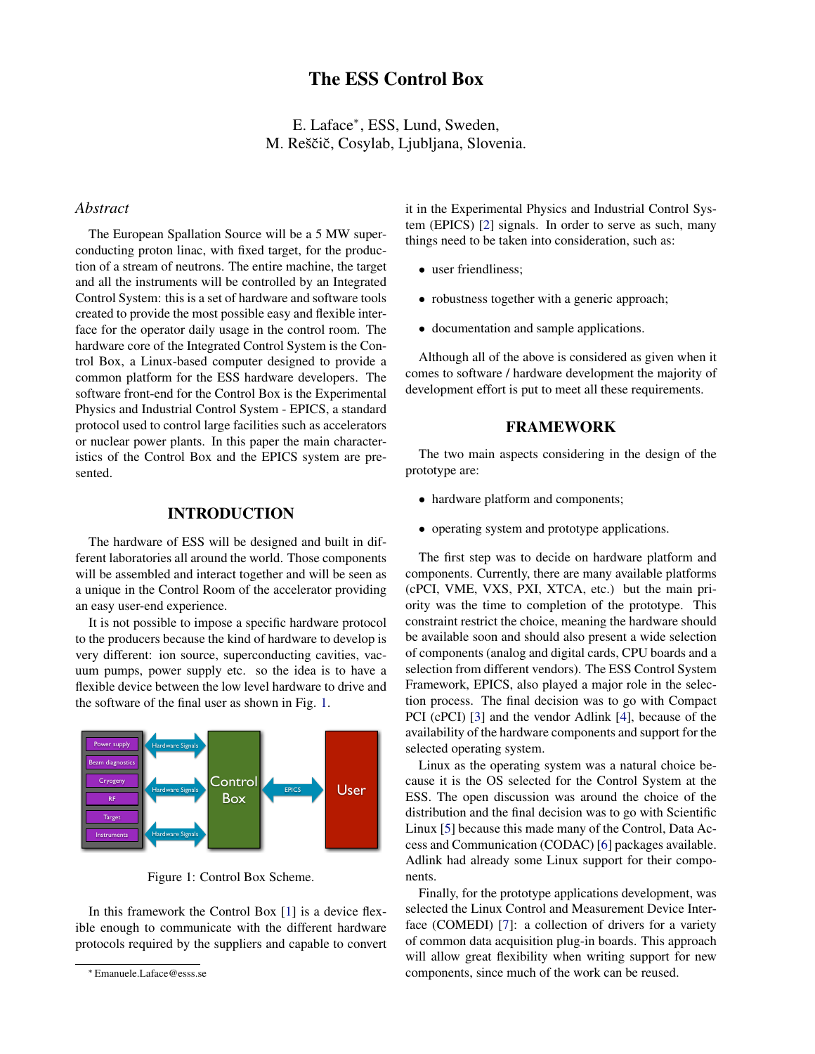# The ESS Control Box

E. Laface*, ESS, Lund, Sweden,
M. Reščič, Cosylab, Ljubljana, Slovenia.

## *Abstract*

The European Spallation Source will be a 5 MW superconducting proton linac, with fixed target, for the production of a stream of neutrons. The entire machine, the target and all the instruments will be controlled by an Integrated Control System: this is a set of hardware and software tools created to provide the most possible easy and flexible interface for the operator daily usage in the control room. The hardware core of the Integrated Control System is the Control Box, a Linux-based computer designed to provide a common platform for the ESS hardware developers. The software front-end for the Control Box is the Experimental Physics and Industrial Control System - EPICS, a standard protocol used to control large facilities such as accelerators or nuclear power plants. In this paper the main characteristics of the Control Box and the EPICS system are presented.

## INTRODUCTION

The hardware of ESS will be designed and built in different laboratories all around the world. Those components will be assembled and interact together and will be seen as a unique in the Control Room of the accelerator providing an easy user-end experience.

It is not possible to impose a specific hardware protocol to the producers because the kind of hardware to develop is very different: ion source, superconducting cavities, vacuum pumps, power supply etc. so the idea is to have a flexible device between the low level hardware to drive and the software of the final user as shown in Fig. 1.

Power supply
Beam diagnostics
Cryogeny
RF
Target
Instruments
Hardware Signals
Hardware Signals
Hardware Signals
Control Box
EPICS
User

Figure 1: Control Box Scheme.

In this framework the Control Box [1] is a device flexible enough to communicate with the different hardware protocols required by the suppliers and capable to convert it in the Experimental Physics and Industrial Control System (EPICS) [2] signals. In order to serve as such, many things need to be taken into consideration, such as:

- user friendliness;
- robustness together with a generic approach;
- documentation and sample applications.

Although all of the above is considered as given when it comes to software / hardware development the majority of development effort is put to meet all these requirements.

## FRAMEWORK

The two main aspects considering in the design of the prototype are:

- hardware platform and components;
- operating system and prototype applications.

The first step was to decide on hardware platform and components. Currently, there are many available platforms (cPCI, VME, VXS, PXI, XTCA, etc.) but the main priority was the time to completion of the prototype. This constraint restrict the choice, meaning the hardware should be available soon and should also present a wide selection of components (analog and digital cards, CPU boards and a selection from different vendors). The ESS Control System Framework, EPICS, also played a major role in the selection process. The final decision was to go with Compact PCI (cPCI) [3] and the vendor Adlink [4], because of the availability of the hardware components and support for the selected operating system.

Linux as the operating system was a natural choice because it is the OS selected for the Control System at the ESS. The open discussion was around the choice of the distribution and the final decision was to go with Scientific Linux [5] because this made many of the Control, Data Access and Communication (CODAC) [6] packages available. Adlink had already some Linux support for their components.

Finally, for the prototype applications development, was selected the Linux Control and Measurement Device Interface (COMEDI) [7]: a collection of drivers for a variety of common data acquisition plug-in boards. This approach will allow great flexibility when writing support for new components, since much of the work can be reused.

*Emanuele.Laface@esss.se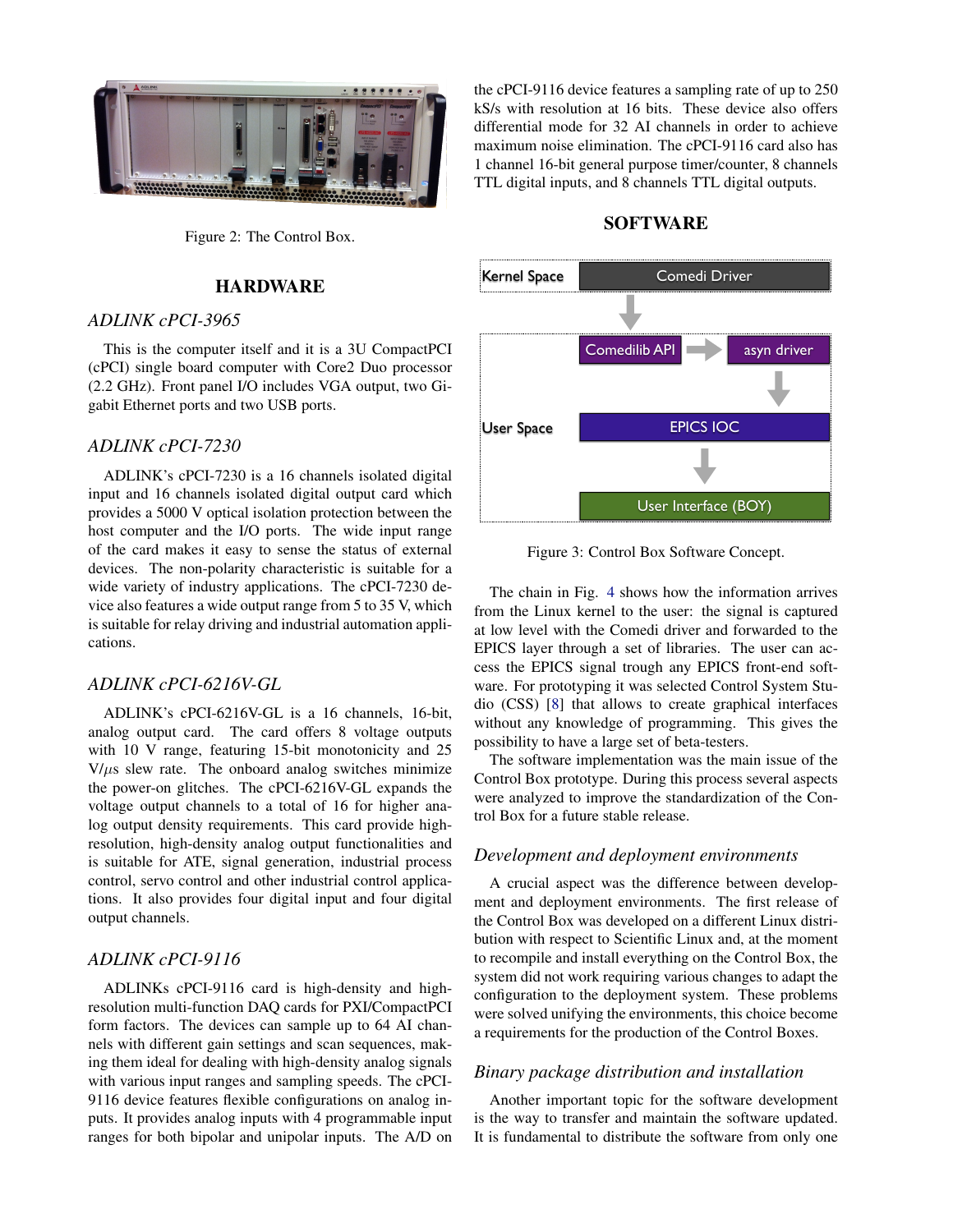Figure 2: The Control Box.

## HARDWARE

### *ADLINK cPCI-3965*

This is the computer itself and it is a 3U CompactPCI (cPCI) single board computer with Core2 Duo processor (2.2 GHz). Front panel I/O includes VGA output, two Gigabit Ethernet ports and two USB ports.

### *ADLINK cPCI-7230*

ADLINK's cPCI-7230 is a 16 channels isolated digital input and 16 channels isolated digital output card which provides a 5000 V optical isolation protection between the host computer and the I/O ports. The wide input range of the card makes it easy to sense the status of external devices. The non-polarity characteristic is suitable for a wide variety of industry applications. The cPCI-7230 device also features a wide output range from 5 to 35 V, which is suitable for relay driving and industrial automation applications.

### *ADLINK cPCI-6216V-GL*

ADLINK's cPCI-6216V-GL is a 16 channels, 16-bit, analog output card. The card offers 8 voltage outputs with 10 V range, featuring 15-bit monotonicity and 25 V/$\mu$s slew rate. The onboard analog switches minimize the power-on glitches. The cPCI-6216V-GL expands the voltage output channels to a total of 16 for higher analog output density requirements. This card provide high-resolution, high-density analog output functionalities and is suitable for ATE, signal generation, industrial process control, servo control and other industrial control applications. It also provides four digital input and four digital output channels.

### *ADLINK cPCI-9116*

ADLINKs cPCI-9116 card is high-density and high-resolution multi-function DAQ cards for PXI/CompactPCI form factors. The devices can sample up to 64 AI channels with different gain settings and scan sequences, making them ideal for dealing with high-density analog signals with various input ranges and sampling speeds. The cPCI-9116 device features flexible configurations on analog inputs. It provides analog inputs with 4 programmable input ranges for both bipolar and unipolar inputs. The A/D on the cPCI-9116 device features a sampling rate of up to 250 kS/s with resolution at 16 bits. These device also offers differential mode for 32 AI channels in order to achieve maximum noise elimination. The cPCI-9116 card also has 1 channel 16-bit general purpose timer/counter, 8 channels TTL digital inputs, and 8 channels TTL digital outputs.

## SOFTWARE

| | |
|---|---|
| Kernel Space | Comedi Driver |
| User Space | Comedilib API → asyn driver → EPICS IOC → User Interface (BOY) |

Figure 3: Control Box Software Concept.

The chain in Fig. 4 shows how the information arrives from the Linux kernel to the user: the signal is captured at low level with the Comedi driver and forwarded to the EPICS layer through a set of libraries. The user can access the EPICS signal trough any EPICS front-end software. For prototyping it was selected Control System Studio (CSS) [8] that allows to create graphical interfaces without any knowledge of programming. This gives the possibility to have a large set of beta-testers.

The software implementation was the main issue of the Control Box prototype. During this process several aspects were analyzed to improve the standardization of the Control Box for a future stable release.

### *Development and deployment environments*

A crucial aspect was the difference between development and deployment environments. The first release of the Control Box was developed on a different Linux distribution with respect to Scientific Linux and, at the moment to recompile and install everything on the Control Box, the system did not work requiring various changes to adapt the configuration to the deployment system. These problems were solved unifying the environments, this choice become a requirements for the production of the Control Boxes.

### *Binary package distribution and installation*

Another important topic for the software development is the way to transfer and maintain the software updated. It is fundamental to distribute the software from only one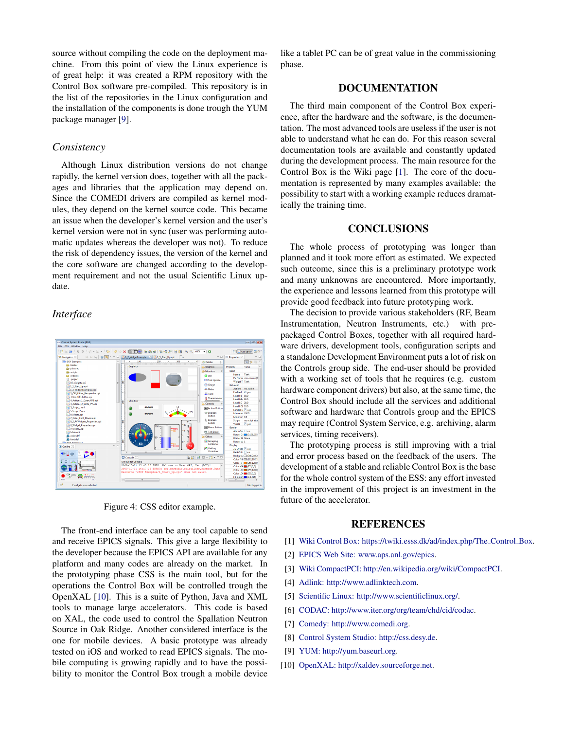source without compiling the code on the deployment machine. From this point of view the Linux experience is of great help: it was created a RPM repository with the Control Box software pre-compiled. This repository is in the list of the repositories in the Linux configuration and the installation of the components is done trough the YUM package manager [9].

### *Consistency*

Although Linux distribution versions do not change rapidly, the kernel version does, together with all the packages and libraries that the application may depend on. Since the COMEDI drivers are compiled as kernel modules, they depend on the kernel source code. This became an issue when the developer's kernel version and the user's kernel version were not in sync (user was performing automatic updates whereas the developer was not). To reduce the risk of dependency issues, the version of the kernel and the core software are changed according to the development requirement and not the usual Scientific Linux update.

### *Interface*

Figure 4: CSS editor example.

The front-end interface can be any tool capable to send and receive EPICS signals. This give a large flexibility to the developer because the EPICS API are available for any platform and many codes are already on the market. In the prototyping phase CSS is the main tool, but for the operations the Control Box will be controlled trough the OpenXAL [10]. This is a suite of Python, Java and XML tools to manage large accelerators. This code is based on XAL, the code used to control the Spallation Neutron Source in Oak Ridge. Another considered interface is the one for mobile devices. A basic prototype was already tested on iOS and worked to read EPICS signals. The mobile computing is growing rapidly and to have the possibility to monitor the Control Box trough a mobile device like a tablet PC can be of great value in the commissioning phase.

## DOCUMENTATION

The third main component of the Control Box experience, after the hardware and the software, is the documentation. The most advanced tools are useless if the user is not able to understand what he can do. For this reason several documentation tools are available and constantly updated during the development process. The main resource for the Control Box is the Wiki page [1]. The core of the documentation is represented by many examples available: the possibility to start with a working example reduces dramatically the training time.

## CONCLUSIONS

The whole process of prototyping was longer than planned and it took more effort as estimated. We expected such outcome, since this is a preliminary prototype work and many unknowns are encountered. More importantly, the experience and lessons learned from this prototype will provide good feedback into future prototyping work.

The decision to provide various stakeholders (RF, Beam Instrumentation, Neutron Instruments, etc.) with prepackaged Control Boxes, together with all required hardware drivers, development tools, configuration scripts and a standalone Development Environment puts a lot of risk on the Controls group side. The end-user should be provided with a working set of tools that he requires (e.g. custom hardware component drivers) but also, at the same time, the Control Box should include all the services and additional software and hardware that Controls group and the EPICS may require (Control System Service, e.g. archiving, alarm services, timing receivers).

The prototyping process is still improving with a trial and error process based on the feedback of the users. The development of a stable and reliable Control Box is the base for the whole control system of the ESS: any effort invested in the improvement of this project is an investment in the future of the accelerator.

## REFERENCES

[1] Wiki Control Box: https://twiki.esss.dk/ad/index.php/The_Control_Box.

[2] EPICS Web Site: www.aps.anl.gov/epics.

[3] Wiki CompactPCI: http://en.wikipedia.org/wiki/CompactPCI.

[4] Adlink: http://www.adlinktech.com.

[5] Scientific Linux: http://www.scientificlinux.org/.

[6] CODAC: http://www.iter.org/org/team/chd/cid/codac.

[7] Comedy: http://www.comedi.org.

[8] Control System Studio: http://css.desy.de.

[9] YUM: http://yum.baseurl.org.

[10] OpenXAL: http://xaldev.sourceforge.net.